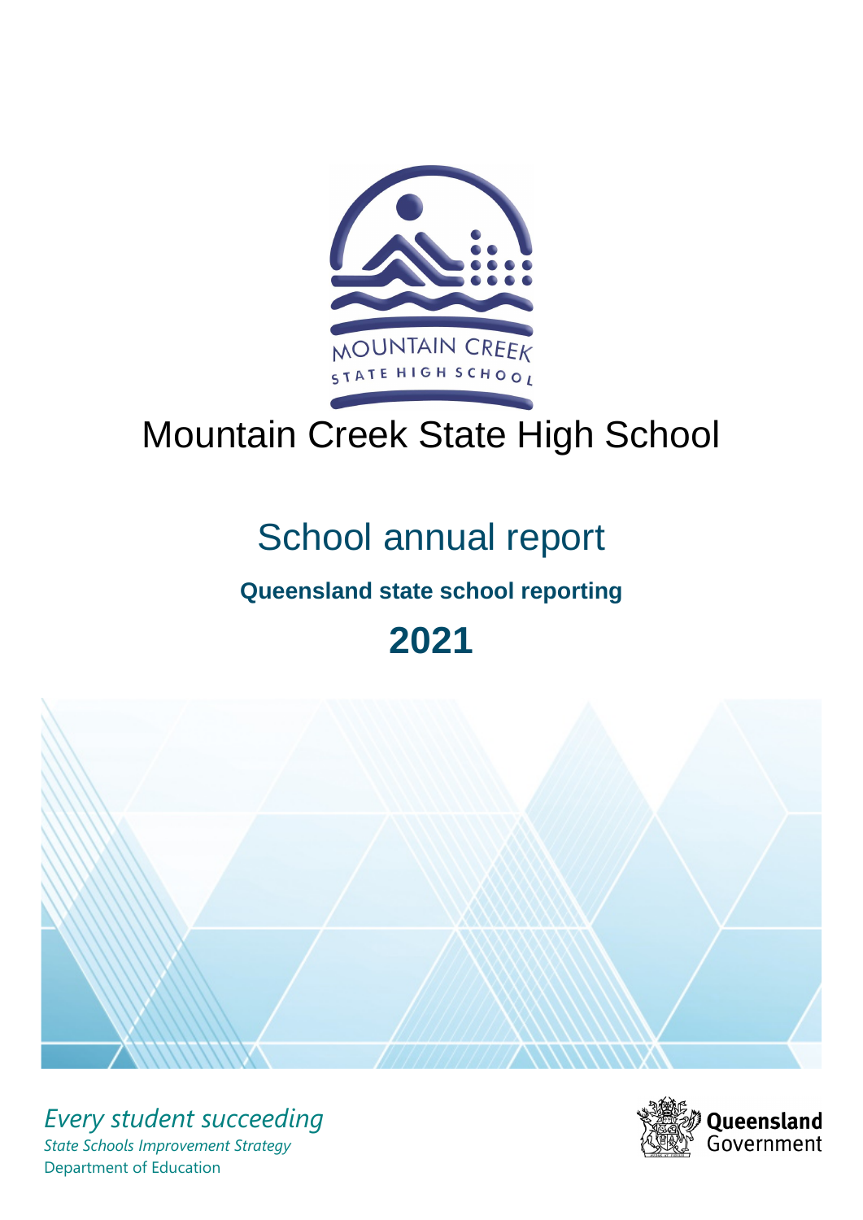# Mountain Creek State High School

## School annual report

**Queensland state school reporting**

**2021**

*Every student succeeding*

*State Schools Improvement Strategy*

Department of Education

Queensland Government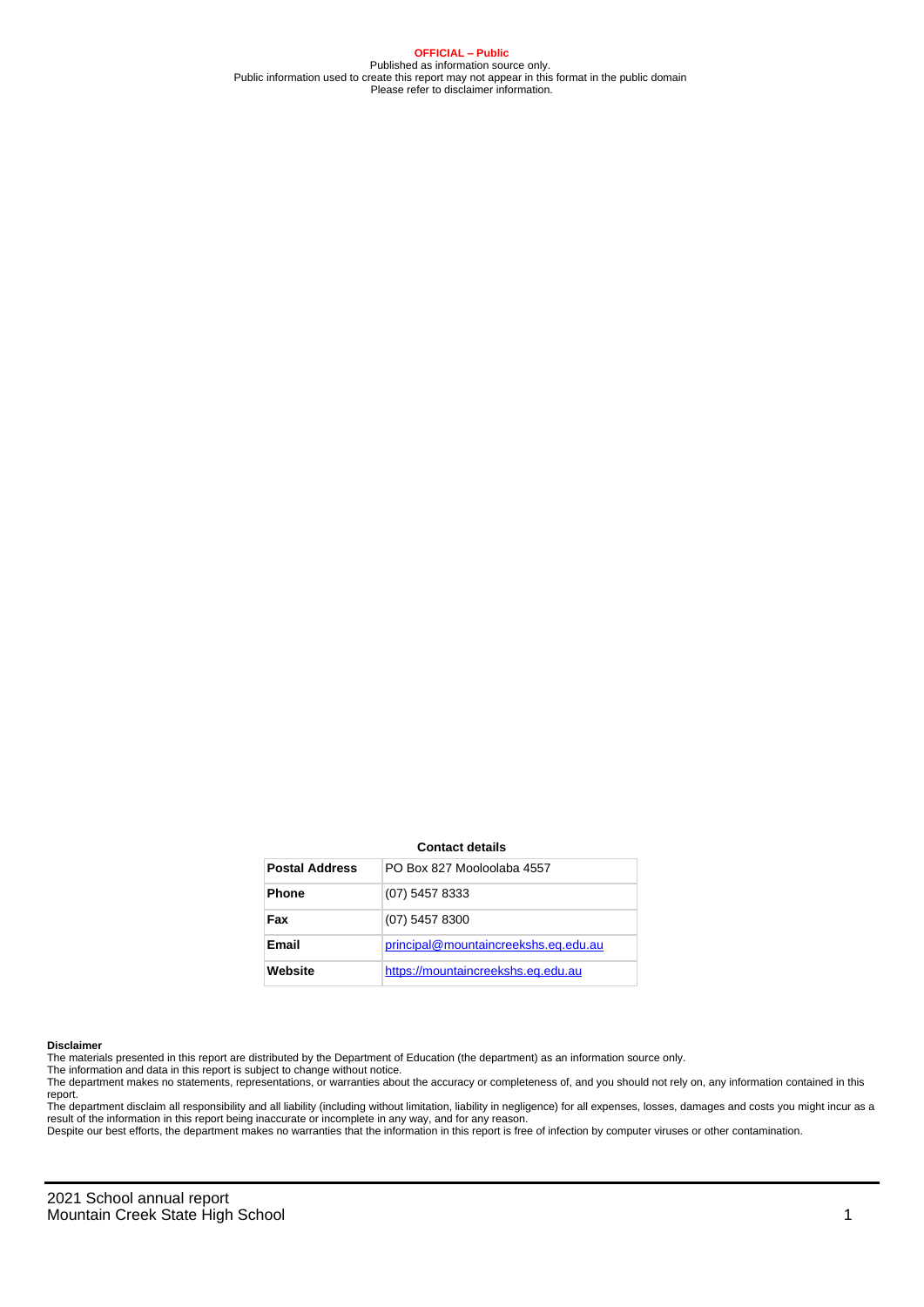**OFFICIAL – Public**

Published as information source only.
Public information used to create this report may not appear in this format in the public domain
Please refer to disclaimer information.

**Contact details**

| | |
|---|---|
| **Postal Address** | PO Box 827 Mooloolaba 4557 |
| **Phone** | (07) 5457 8333 |
| **Fax** | (07) 5457 8300 |
| **Email** | principal@mountaincreekshs.eq.edu.au |
| **Website** | https://mountaincreekshs.eq.edu.au |

**Disclaimer**

The materials presented in this report are distributed by the Department of Education (the department) as an information source only.
The information and data in this report is subject to change without notice.
The department makes no statements, representations, or warranties about the accuracy or completeness of, and you should not rely on, any information contained in this report.
The department disclaim all responsibility and all liability (including without limitation, liability in negligence) for all expenses, losses, damages and costs you might incur as a result of the information in this report being inaccurate or incomplete in any way, and for any reason.
Despite our best efforts, the department makes no warranties that the information in this report is free of infection by computer viruses or other contamination.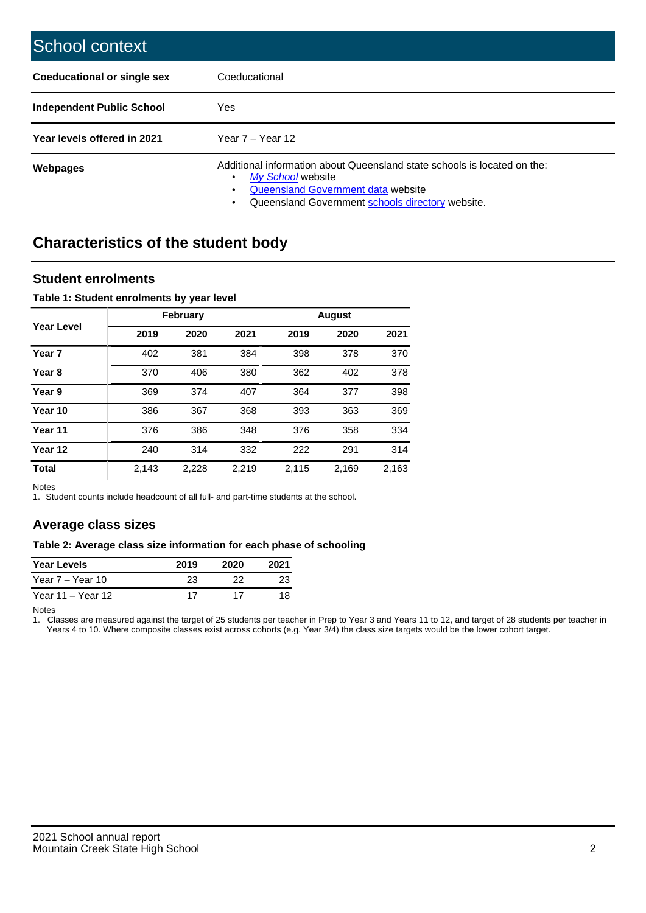# School context

| Coeducational or single sex | Coeducational |
|---|---|
| **Independent Public School** | Yes |
| **Year levels offered in 2021** | Year 7 – Year 12 |
| **Webpages** | Additional information about Queensland state schools is located on the:<br>• *My School* website<br>• Queensland Government data website<br>• Queensland Government schools directory website. |

## Characteristics of the student body

### Student enrolments

**Table 1: Student enrolments by year level**

| Year Level | February | | | August | | |
|---|---|---|---|---|---|---|
| | **2019** | **2020** | **2021** | **2019** | **2020** | **2021** |
| **Year 7** | 402 | 381 | 384 | 398 | 378 | 370 |
| **Year 8** | 370 | 406 | 380 | 362 | 402 | 378 |
| **Year 9** | 369 | 374 | 407 | 364 | 377 | 398 |
| **Year 10** | 386 | 367 | 368 | 393 | 363 | 369 |
| **Year 11** | 376 | 386 | 348 | 376 | 358 | 334 |
| **Year 12** | 240 | 314 | 332 | 222 | 291 | 314 |
| **Total** | 2,143 | 2,228 | 2,219 | 2,115 | 2,169 | 2,163 |

Notes

1. Student counts include headcount of all full- and part-time students at the school.

### Average class sizes

**Table 2: Average class size information for each phase of schooling**

| Year Levels | 2019 | 2020 | 2021 |
|---|---|---|---|
| Year 7 – Year 10 | 23 | 22 | 23 |
| Year 11 – Year 12 | 17 | 17 | 18 |

Notes

1. Classes are measured against the target of 25 students per teacher in Prep to Year 3 and Years 11 to 12, and target of 28 students per teacher in Years 4 to 10. Where composite classes exist across cohorts (e.g. Year 3/4) the class size targets would be the lower cohort target.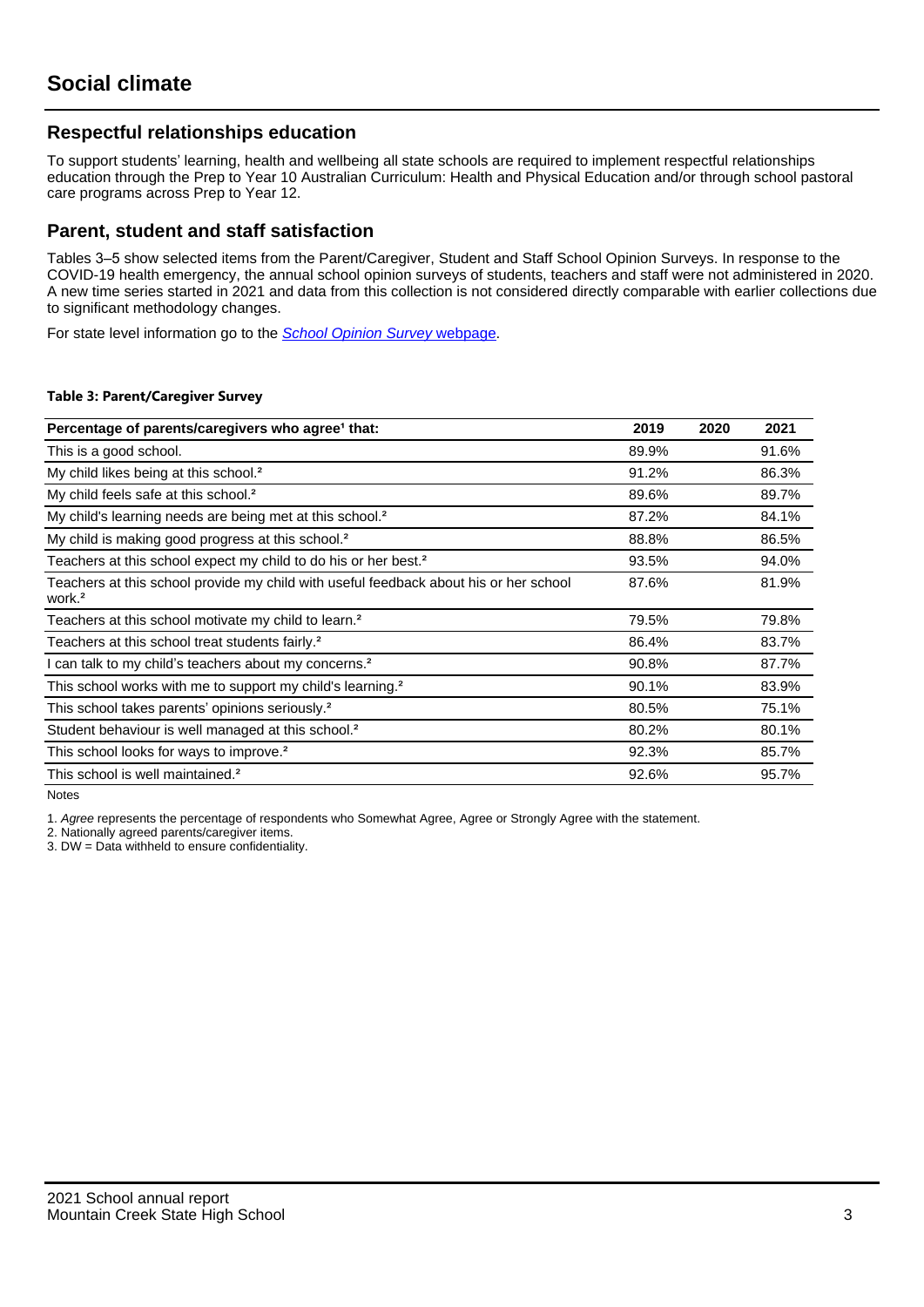# Social climate

## Respectful relationships education

To support students' learning, health and wellbeing all state schools are required to implement respectful relationships education through the Prep to Year 10 Australian Curriculum: Health and Physical Education and/or through school pastoral care programs across Prep to Year 12.

## Parent, student and staff satisfaction

Tables 3–5 show selected items from the Parent/Caregiver, Student and Staff School Opinion Surveys. In response to the COVID-19 health emergency, the annual school opinion surveys of students, teachers and staff were not administered in 2020. A new time series started in 2021 and data from this collection is not considered directly comparable with earlier collections due to significant methodology changes.

For state level information go to the *School Opinion Survey* webpage.

**Table 3: Parent/Caregiver Survey**

| Percentage of parents/caregivers who agree[1] that: | 2019 | 2020 | 2021 |
|---|---|---|---|
| This is a good school. | 89.9% | | 91.6% |
| My child likes being at this school.[2] | 91.2% | | 86.3% |
| My child feels safe at this school.[2] | 89.6% | | 89.7% |
| My child's learning needs are being met at this school.[2] | 87.2% | | 84.1% |
| My child is making good progress at this school.[2] | 88.8% | | 86.5% |
| Teachers at this school expect my child to do his or her best.[2] | 93.5% | | 94.0% |
| Teachers at this school provide my child with useful feedback about his or her school work.[2] | 87.6% | | 81.9% |
| Teachers at this school motivate my child to learn.[2] | 79.5% | | 79.8% |
| Teachers at this school treat students fairly.[2] | 86.4% | | 83.7% |
| I can talk to my child's teachers about my concerns.[2] | 90.8% | | 87.7% |
| This school works with me to support my child's learning.[2] | 90.1% | | 83.9% |
| This school takes parents' opinions seriously.[2] | 80.5% | | 75.1% |
| Student behaviour is well managed at this school.[2] | 80.2% | | 80.1% |
| This school looks for ways to improve.[2] | 92.3% | | 85.7% |
| This school is well maintained.[2] | 92.6% | | 95.7% |

Notes

1. *Agree* represents the percentage of respondents who Somewhat Agree, Agree or Strongly Agree with the statement.
2. Nationally agreed parents/caregiver items.
3. DW = Data withheld to ensure confidentiality.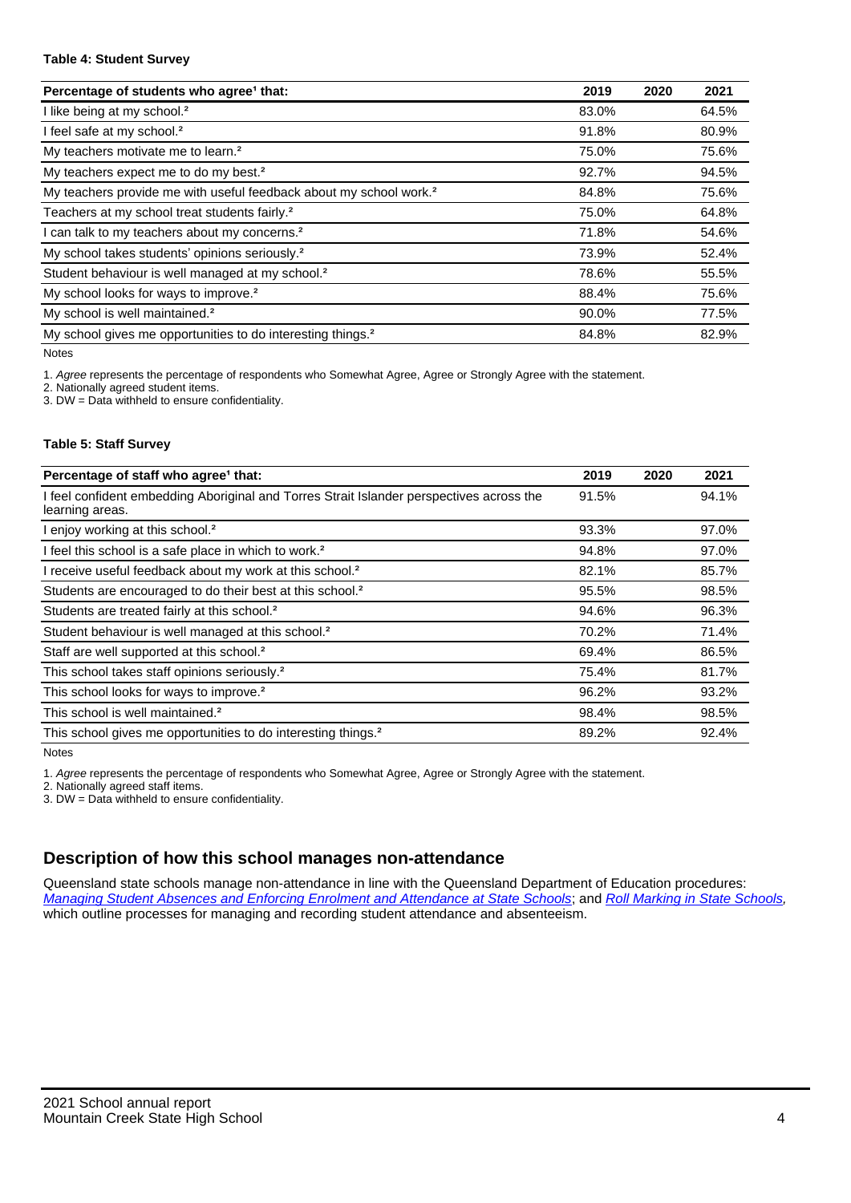**Table 4: Student Survey**

| Percentage of students who agree[1] that: | 2019 | 2020 | 2021 |
|---|---|---|---|
| I like being at my school.[2] | 83.0% | | 64.5% |
| I feel safe at my school.[2] | 91.8% | | 80.9% |
| My teachers motivate me to learn.[2] | 75.0% | | 75.6% |
| My teachers expect me to do my best.[2] | 92.7% | | 94.5% |
| My teachers provide me with useful feedback about my school work.[2] | 84.8% | | 75.6% |
| Teachers at my school treat students fairly.[2] | 75.0% | | 64.8% |
| I can talk to my teachers about my concerns.[2] | 71.8% | | 54.6% |
| My school takes students' opinions seriously.[2] | 73.9% | | 52.4% |
| Student behaviour is well managed at my school.[2] | 78.6% | | 55.5% |
| My school looks for ways to improve.[2] | 88.4% | | 75.6% |
| My school is well maintained.[2] | 90.0% | | 77.5% |
| My school gives me opportunities to do interesting things.[2] | 84.8% | | 82.9% |

Notes

1. *Agree* represents the percentage of respondents who Somewhat Agree, Agree or Strongly Agree with the statement.
2. Nationally agreed student items.
3. DW = Data withheld to ensure confidentiality.

**Table 5: Staff Survey**

| Percentage of staff who agree[1] that: | 2019 | 2020 | 2021 |
|---|---|---|---|
| I feel confident embedding Aboriginal and Torres Strait Islander perspectives across the learning areas. | 91.5% | | 94.1% |
| I enjoy working at this school.[2] | 93.3% | | 97.0% |
| I feel this school is a safe place in which to work.[2] | 94.8% | | 97.0% |
| I receive useful feedback about my work at this school.[2] | 82.1% | | 85.7% |
| Students are encouraged to do their best at this school.[2] | 95.5% | | 98.5% |
| Students are treated fairly at this school.[2] | 94.6% | | 96.3% |
| Student behaviour is well managed at this school.[2] | 70.2% | | 71.4% |
| Staff are well supported at this school.[2] | 69.4% | | 86.5% |
| This school takes staff opinions seriously.[2] | 75.4% | | 81.7% |
| This school looks for ways to improve.[2] | 96.2% | | 93.2% |
| This school is well maintained.[2] | 98.4% | | 98.5% |
| This school gives me opportunities to do interesting things.[2] | 89.2% | | 92.4% |

Notes

1. *Agree* represents the percentage of respondents who Somewhat Agree, Agree or Strongly Agree with the statement.
2. Nationally agreed staff items.
3. DW = Data withheld to ensure confidentiality.

## Description of how this school manages non-attendance

Queensland state schools manage non-attendance in line with the Queensland Department of Education procedures: *Managing Student Absences and Enforcing Enrolment and Attendance at State Schools*; and *Roll Marking in State Schools*, which outline processes for managing and recording student attendance and absenteeism.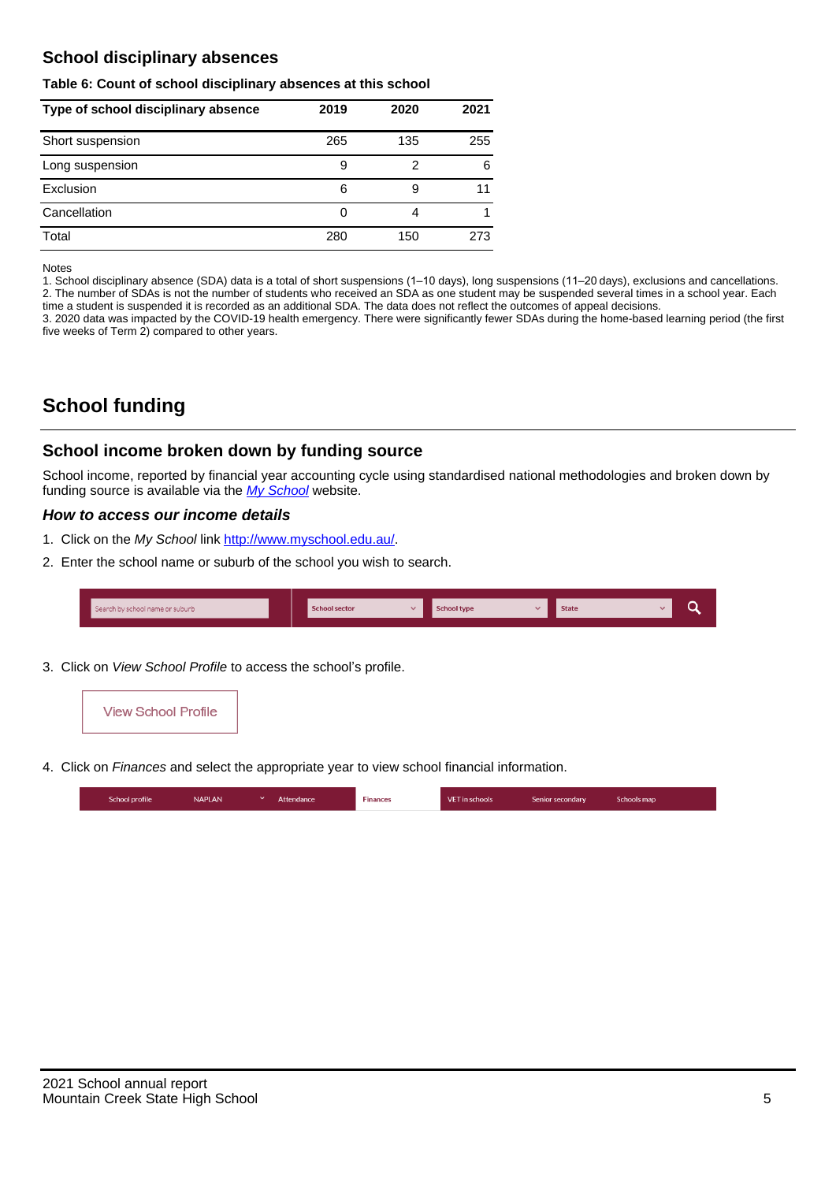## School disciplinary absences

**Table 6: Count of school disciplinary absences at this school**

| Type of school disciplinary absence | 2019 | 2020 | 2021 |
|---|---|---|---|
| Short suspension | 265 | 135 | 255 |
| Long suspension | 9 | 2 | 6 |
| Exclusion | 6 | 9 | 11 |
| Cancellation | 0 | 4 | 1 |
| Total | 280 | 150 | 273 |

Notes

1. School disciplinary absence (SDA) data is a total of short suspensions (1–10 days), long suspensions (11–20 days), exclusions and cancellations.
2. The number of SDAs is not the number of students who received an SDA as one student may be suspended several times in a school year. Each time a student is suspended it is recorded as an additional SDA. The data does not reflect the outcomes of appeal decisions.
3. 2020 data was impacted by the COVID-19 health emergency. There were significantly fewer SDAs during the home-based learning period (the first five weeks of Term 2) compared to other years.

# School funding

## School income broken down by funding source

School income, reported by financial year accounting cycle using standardised national methodologies and broken down by funding source is available via the *My School* website.

### *How to access our income details*

1. Click on the *My School* link http://www.myschool.edu.au/.
2. Enter the school name or suburb of the school you wish to search.

| Search by school name or suburb | School sector | School type | State |
|---|---|---|---|

3. Click on *View School Profile* to access the school's profile.

View School Profile

4. Click on *Finances* and select the appropriate year to view school financial information.

| School profile | NAPLAN | Attendance | Finances | VET in schools | Senior secondary | Schools map |
|---|---|---|---|---|---|---|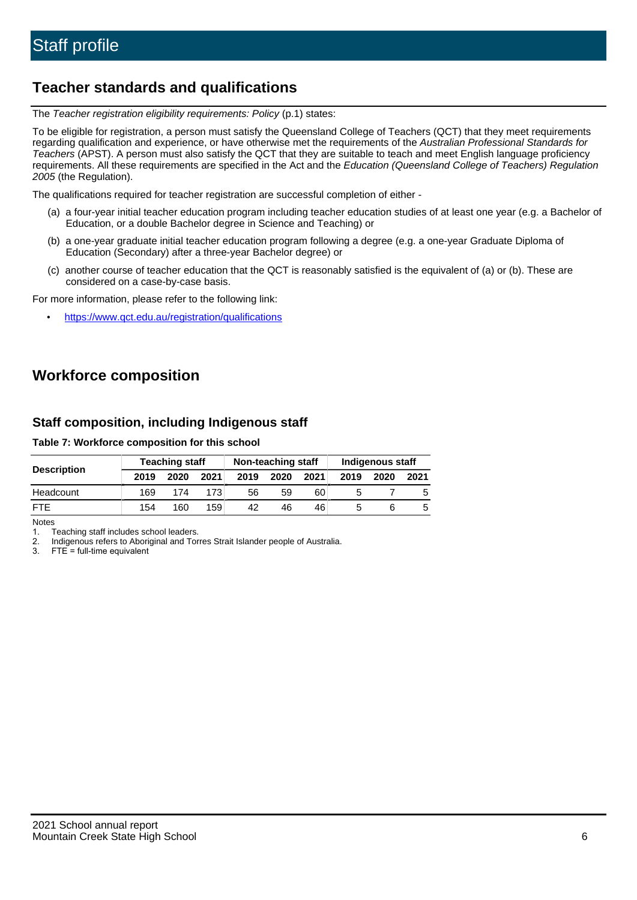# Staff profile

## Teacher standards and qualifications

The *Teacher registration eligibility requirements: Policy* (p.1) states:

To be eligible for registration, a person must satisfy the Queensland College of Teachers (QCT) that they meet requirements regarding qualification and experience, or have otherwise met the requirements of the *Australian Professional Standards for Teachers* (APST). A person must also satisfy the QCT that they are suitable to teach and meet English language proficiency requirements. All these requirements are specified in the Act and the *Education (Queensland College of Teachers) Regulation 2005* (the Regulation).

The qualifications required for teacher registration are successful completion of either -

(a) a four-year initial teacher education program including teacher education studies of at least one year (e.g. a Bachelor of Education, or a double Bachelor degree in Science and Teaching) or

(b) a one-year graduate initial teacher education program following a degree (e.g. a one-year Graduate Diploma of Education (Secondary) after a three-year Bachelor degree) or

(c) another course of teacher education that the QCT is reasonably satisfied is the equivalent of (a) or (b). These are considered on a case-by-case basis.

For more information, please refer to the following link:

- https://www.qct.edu.au/registration/qualifications

## Workforce composition

### Staff composition, including Indigenous staff

**Table 7: Workforce composition for this school**

| Description | Teaching staff | | | Non-teaching staff | | | Indigenous staff | | |
|---|---|---|---|---|---|---|---|---|---|
| | 2019 | 2020 | 2021 | 2019 | 2020 | 2021 | 2019 | 2020 | 2021 |
| Headcount | 169 | 174 | 173 | 56 | 59 | 60 | 5 | 7 | 5 |
| FTE | 154 | 160 | 159 | 42 | 46 | 46 | 5 | 6 | 5 |

Notes

1. Teaching staff includes school leaders.
2. Indigenous refers to Aboriginal and Torres Strait Islander people of Australia.
3. FTE = full-time equivalent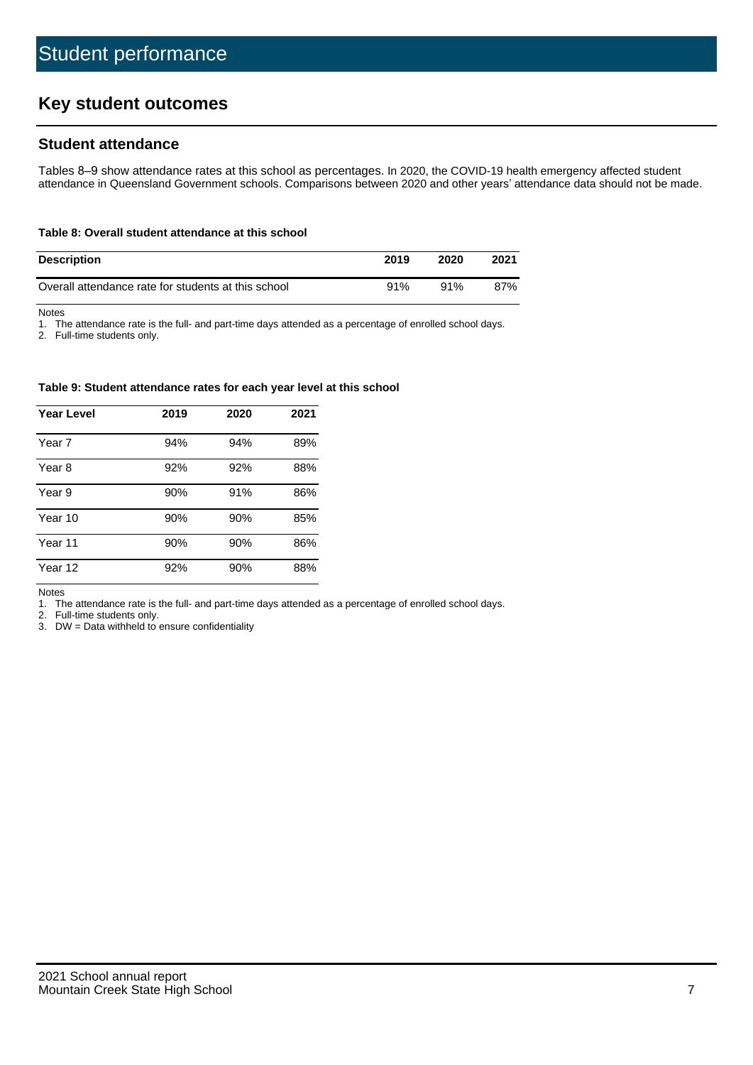# Student performance

## Key student outcomes

### Student attendance

Tables 8–9 show attendance rates at this school as percentages. In 2020, the COVID-19 health emergency affected student attendance in Queensland Government schools. Comparisons between 2020 and other years' attendance data should not be made.

**Table 8: Overall student attendance at this school**

| Description | 2019 | 2020 | 2021 |
|---|---|---|---|
| Overall attendance rate for students at this school | 91% | 91% | 87% |

Notes

1. The attendance rate is the full- and part-time days attended as a percentage of enrolled school days.
2. Full-time students only.

**Table 9: Student attendance rates for each year level at this school**

| Year Level | 2019 | 2020 | 2021 |
|---|---|---|---|
| Year 7 | 94% | 94% | 89% |
| Year 8 | 92% | 92% | 88% |
| Year 9 | 90% | 91% | 86% |
| Year 10 | 90% | 90% | 85% |
| Year 11 | 90% | 90% | 86% |
| Year 12 | 92% | 90% | 88% |

Notes

1. The attendance rate is the full- and part-time days attended as a percentage of enrolled school days.
2. Full-time students only.
3. DW = Data withheld to ensure confidentiality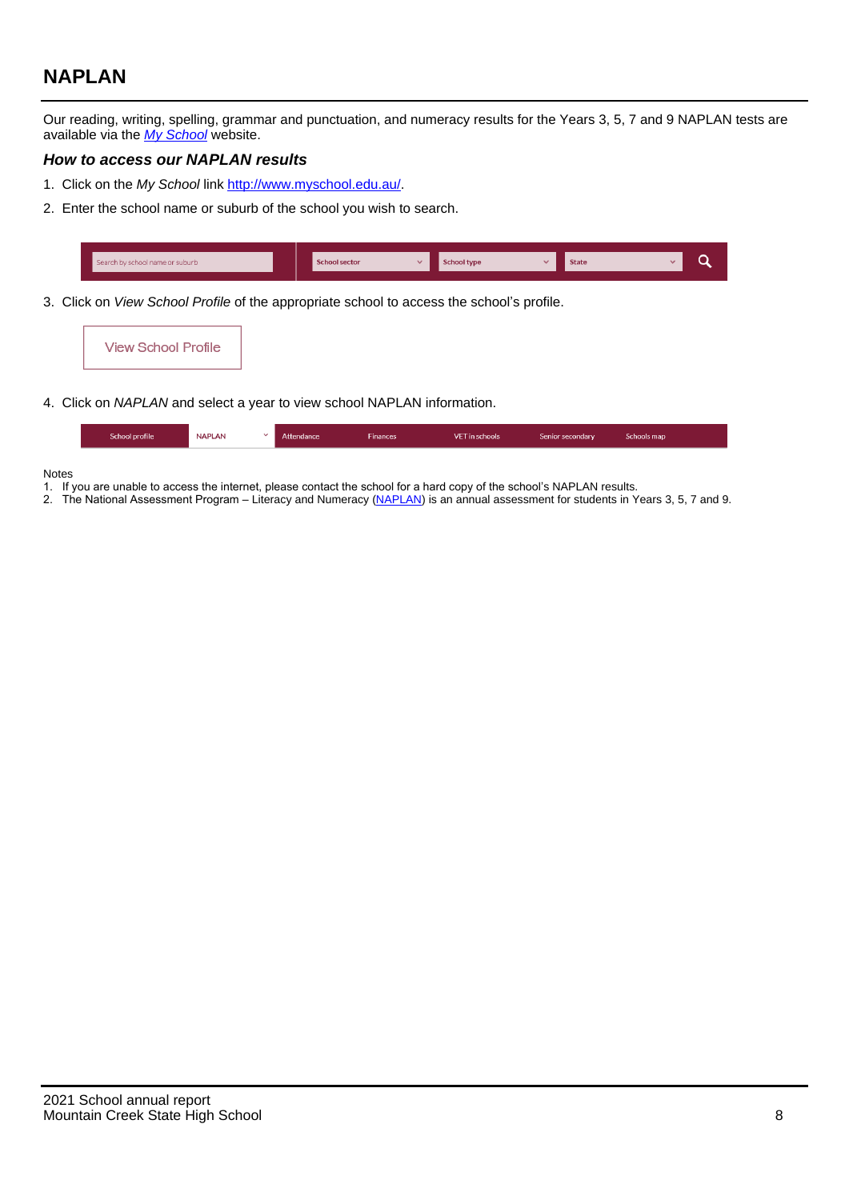## NAPLAN

Our reading, writing, spelling, grammar and punctuation, and numeracy results for the Years 3, 5, 7 and 9 NAPLAN tests are available via the [*My School*](http://www.myschool.edu.au/) website.

### *How to access our NAPLAN results*

1. Click on the *My School* link [http://www.myschool.edu.au/](http://www.myschool.edu.au/).
2. Enter the school name or suburb of the school you wish to search.

| Search by school name or suburb | School sector | School type | State |
|---|---|---|---|

3. Click on *View School Profile* of the appropriate school to access the school's profile.

View School Profile

4. Click on *NAPLAN* and select a year to view school NAPLAN information.

| School profile | NAPLAN | Attendance | Finances | VET in schools | Senior secondary | Schools map |
|---|---|---|---|---|---|---|

Notes
1. If you are unable to access the internet, please contact the school for a hard copy of the school's NAPLAN results.
2. The National Assessment Program – Literacy and Numeracy (NAPLAN) is an annual assessment for students in Years 3, 5, 7 and 9.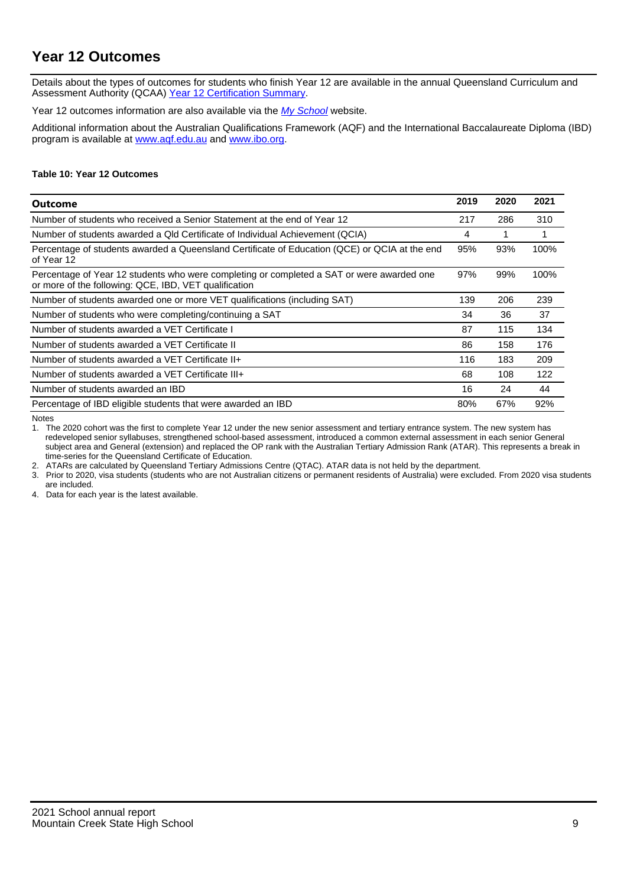## Year 12 Outcomes

Details about the types of outcomes for students who finish Year 12 are available in the annual Queensland Curriculum and Assessment Authority (QCAA) Year 12 Certification Summary.

Year 12 outcomes information are also available via the *My School* website.

Additional information about the Australian Qualifications Framework (AQF) and the International Baccalaureate Diploma (IBD) program is available at www.aqf.edu.au and www.ibo.org.

**Table 10: Year 12 Outcomes**

| Outcome | 2019 | 2020 | 2021 |
|---|---|---|---|
| Number of students who received a Senior Statement at the end of Year 12 | 217 | 286 | 310 |
| Number of students awarded a Qld Certificate of Individual Achievement (QCIA) | 4 | 1 | 1 |
| Percentage of students awarded a Queensland Certificate of Education (QCE) or QCIA at the end of Year 12 | 95% | 93% | 100% |
| Percentage of Year 12 students who were completing or completed a SAT or were awarded one or more of the following: QCE, IBD, VET qualification | 97% | 99% | 100% |
| Number of students awarded one or more VET qualifications (including SAT) | 139 | 206 | 239 |
| Number of students who were completing/continuing a SAT | 34 | 36 | 37 |
| Number of students awarded a VET Certificate I | 87 | 115 | 134 |
| Number of students awarded a VET Certificate II | 86 | 158 | 176 |
| Number of students awarded a VET Certificate II+ | 116 | 183 | 209 |
| Number of students awarded a VET Certificate III+ | 68 | 108 | 122 |
| Number of students awarded an IBD | 16 | 24 | 44 |
| Percentage of IBD eligible students that were awarded an IBD | 80% | 67% | 92% |

Notes

1. The 2020 cohort was the first to complete Year 12 under the new senior assessment and tertiary entrance system. The new system has redeveloped senior syllabuses, strengthened school-based assessment, introduced a common external assessment in each senior General subject area and General (extension) and replaced the OP rank with the Australian Tertiary Admission Rank (ATAR). This represents a break in time-series for the Queensland Certificate of Education.
2. ATARs are calculated by Queensland Tertiary Admissions Centre (QTAC). ATAR data is not held by the department.
3. Prior to 2020, visa students (students who are not Australian citizens or permanent residents of Australia) were excluded. From 2020 visa students are included.
4. Data for each year is the latest available.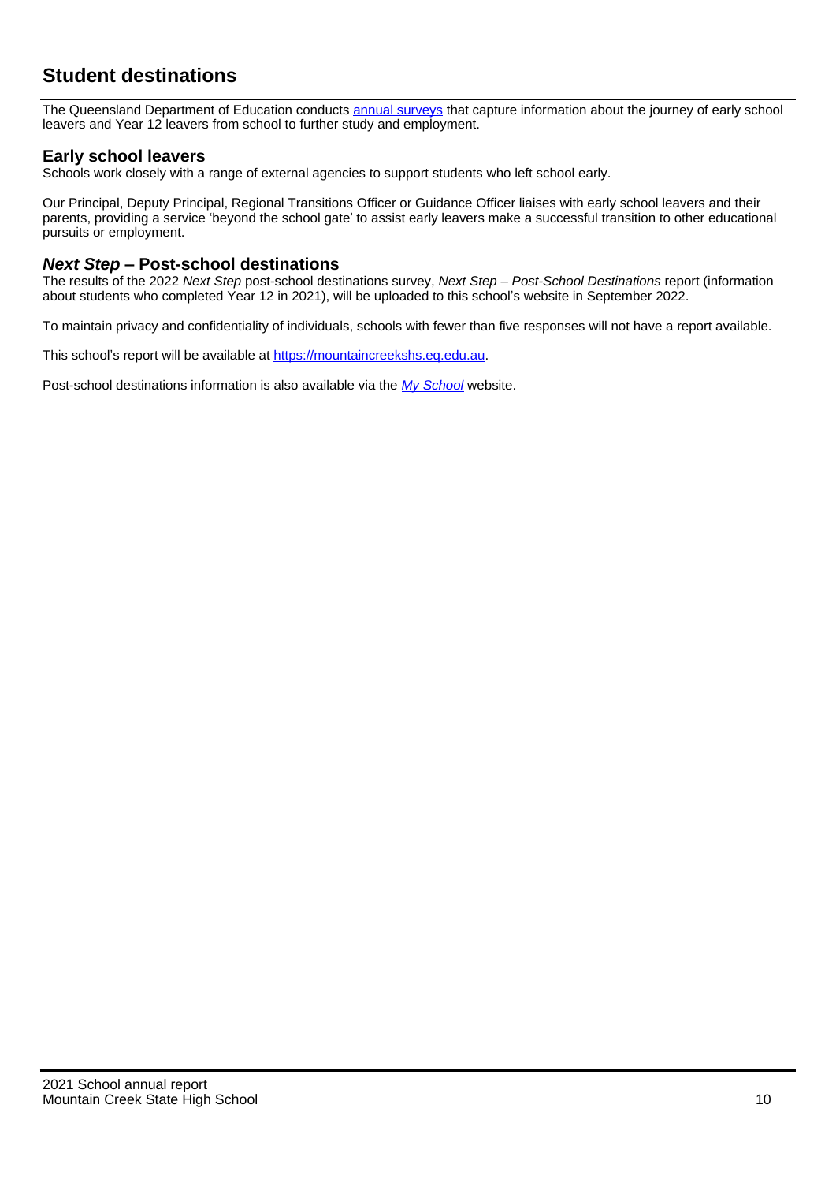## Student destinations

The Queensland Department of Education conducts [annual surveys] that capture information about the journey of early school leavers and Year 12 leavers from school to further study and employment.

### Early school leavers

Schools work closely with a range of external agencies to support students who left school early.

Our Principal, Deputy Principal, Regional Transitions Officer or Guidance Officer liaises with early school leavers and their parents, providing a service 'beyond the school gate' to assist early leavers make a successful transition to other educational pursuits or employment.

### *Next Step* – Post-school destinations

The results of the 2022 *Next Step* post-school destinations survey, *Next Step – Post-School Destinations* report (information about students who completed Year 12 in 2021), will be uploaded to this school's website in September 2022.

To maintain privacy and confidentiality of individuals, schools with fewer than five responses will not have a report available.

This school's report will be available at https://mountaincreekshs.eq.edu.au.

Post-school destinations information is also available via the *My School* website.